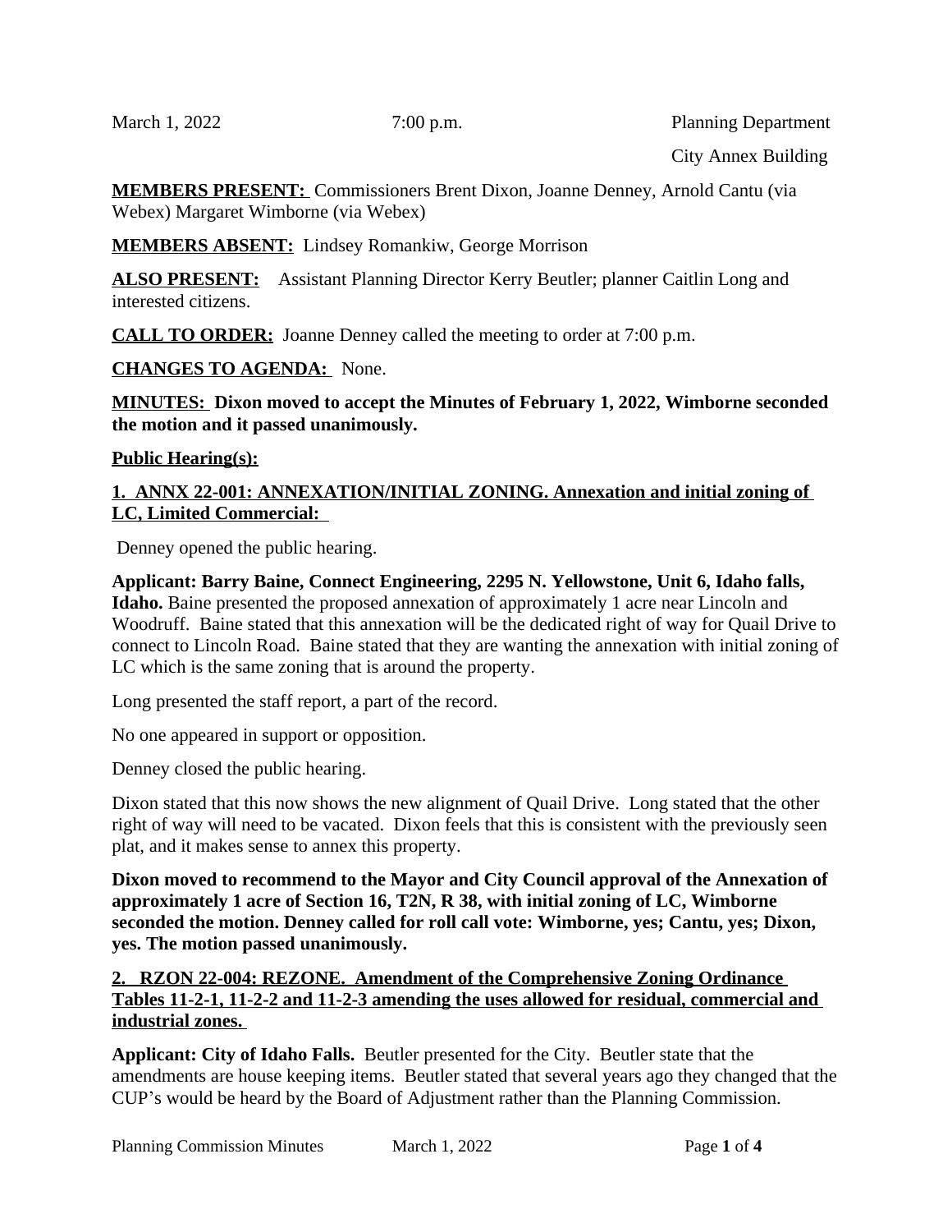March 1, 2022 7:00 p.m. Planning Department

City Annex Building

**MEMBERS PRESENT:** Commissioners Brent Dixon, Joanne Denney, Arnold Cantu (via Webex) Margaret Wimborne (via Webex)

**MEMBERS ABSENT:** Lindsey Romankiw, George Morrison

**ALSO PRESENT:** Assistant Planning Director Kerry Beutler; planner Caitlin Long and interested citizens.

**CALL TO ORDER:** Joanne Denney called the meeting to order at 7:00 p.m.

**CHANGES TO AGENDA:** None.

**MINUTES: Dixon moved to accept the Minutes of February 1, 2022, Wimborne seconded the motion and it passed unanimously.**

**Public Hearing(s):**

**1. ANNX 22-001: ANNEXATION/INITIAL ZONING. Annexation and initial zoning of LC, Limited Commercial:**

Denney opened the public hearing.

**Applicant: Barry Baine, Connect Engineering, 2295 N. Yellowstone, Unit 6, Idaho falls, Idaho.** Baine presented the proposed annexation of approximately 1 acre near Lincoln and Woodruff. Baine stated that this annexation will be the dedicated right of way for Quail Drive to connect to Lincoln Road. Baine stated that they are wanting the annexation with initial zoning of LC which is the same zoning that is around the property.

Long presented the staff report, a part of the record.

No one appeared in support or opposition.

Denney closed the public hearing.

Dixon stated that this now shows the new alignment of Quail Drive. Long stated that the other right of way will need to be vacated. Dixon feels that this is consistent with the previously seen plat, and it makes sense to annex this property.

**Dixon moved to recommend to the Mayor and City Council approval of the Annexation of approximately 1 acre of Section 16, T2N, R 38, with initial zoning of LC, Wimborne seconded the motion. Denney called for roll call vote: Wimborne, yes; Cantu, yes; Dixon, yes. The motion passed unanimously.**

**2. RZON 22-004: REZONE. Amendment of the Comprehensive Zoning Ordinance Tables 11-2-1, 11-2-2 and 11-2-3 amending the uses allowed for residual, commercial and industrial zones.**

**Applicant: City of Idaho Falls.** Beutler presented for the City. Beutler state that the amendments are house keeping items. Beutler stated that several years ago they changed that the CUP's would be heard by the Board of Adjustment rather than the Planning Commission.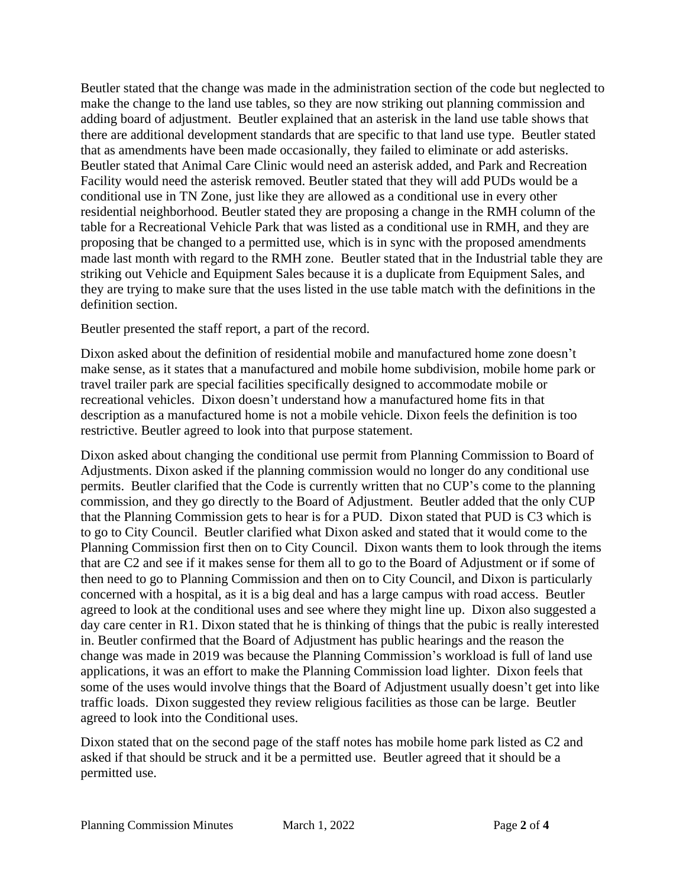Beutler stated that the change was made in the administration section of the code but neglected to make the change to the land use tables, so they are now striking out planning commission and adding board of adjustment. Beutler explained that an asterisk in the land use table shows that there are additional development standards that are specific to that land use type. Beutler stated that as amendments have been made occasionally, they failed to eliminate or add asterisks. Beutler stated that Animal Care Clinic would need an asterisk added, and Park and Recreation Facility would need the asterisk removed. Beutler stated that they will add PUDs would be a conditional use in TN Zone, just like they are allowed as a conditional use in every other residential neighborhood. Beutler stated they are proposing a change in the RMH column of the table for a Recreational Vehicle Park that was listed as a conditional use in RMH, and they are proposing that be changed to a permitted use, which is in sync with the proposed amendments made last month with regard to the RMH zone. Beutler stated that in the Industrial table they are striking out Vehicle and Equipment Sales because it is a duplicate from Equipment Sales, and they are trying to make sure that the uses listed in the use table match with the definitions in the definition section.

Beutler presented the staff report, a part of the record.

Dixon asked about the definition of residential mobile and manufactured home zone doesn't make sense, as it states that a manufactured and mobile home subdivision, mobile home park or travel trailer park are special facilities specifically designed to accommodate mobile or recreational vehicles. Dixon doesn't understand how a manufactured home fits in that description as a manufactured home is not a mobile vehicle. Dixon feels the definition is too restrictive. Beutler agreed to look into that purpose statement.

Dixon asked about changing the conditional use permit from Planning Commission to Board of Adjustments. Dixon asked if the planning commission would no longer do any conditional use permits. Beutler clarified that the Code is currently written that no CUP's come to the planning commission, and they go directly to the Board of Adjustment. Beutler added that the only CUP that the Planning Commission gets to hear is for a PUD. Dixon stated that PUD is C3 which is to go to City Council. Beutler clarified what Dixon asked and stated that it would come to the Planning Commission first then on to City Council. Dixon wants them to look through the items that are C2 and see if it makes sense for them all to go to the Board of Adjustment or if some of then need to go to Planning Commission and then on to City Council, and Dixon is particularly concerned with a hospital, as it is a big deal and has a large campus with road access. Beutler agreed to look at the conditional uses and see where they might line up. Dixon also suggested a day care center in R1. Dixon stated that he is thinking of things that the pubic is really interested in. Beutler confirmed that the Board of Adjustment has public hearings and the reason the change was made in 2019 was because the Planning Commission's workload is full of land use applications, it was an effort to make the Planning Commission load lighter. Dixon feels that some of the uses would involve things that the Board of Adjustment usually doesn't get into like traffic loads. Dixon suggested they review religious facilities as those can be large. Beutler agreed to look into the Conditional uses.

Dixon stated that on the second page of the staff notes has mobile home park listed as C2 and asked if that should be struck and it be a permitted use. Beutler agreed that it should be a permitted use.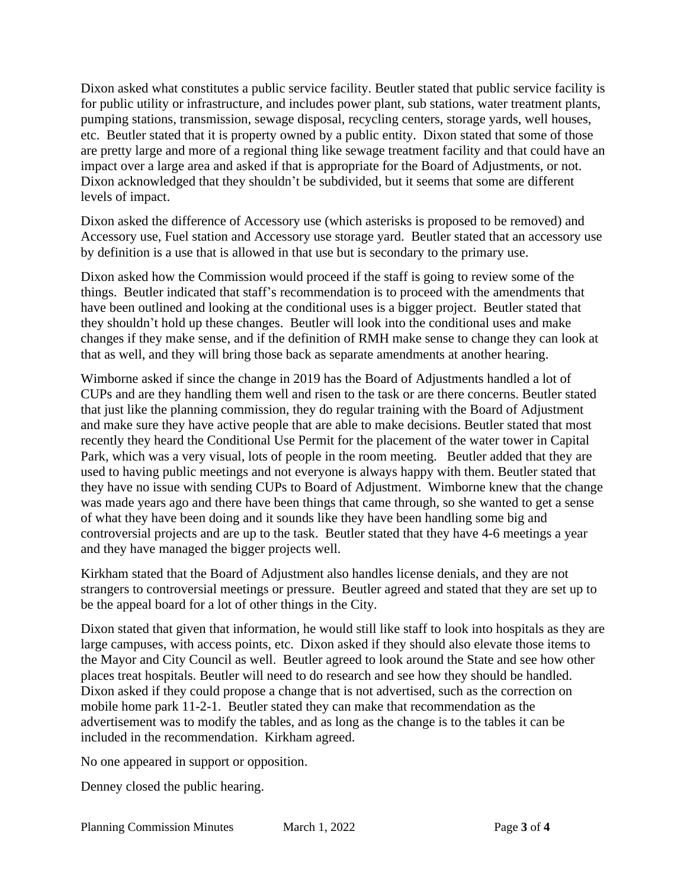Dixon asked what constitutes a public service facility. Beutler stated that public service facility is for public utility or infrastructure, and includes power plant, sub stations, water treatment plants, pumping stations, transmission, sewage disposal, recycling centers, storage yards, well houses, etc. Beutler stated that it is property owned by a public entity. Dixon stated that some of those are pretty large and more of a regional thing like sewage treatment facility and that could have an impact over a large area and asked if that is appropriate for the Board of Adjustments, or not. Dixon acknowledged that they shouldn't be subdivided, but it seems that some are different levels of impact.

Dixon asked the difference of Accessory use (which asterisks is proposed to be removed) and Accessory use, Fuel station and Accessory use storage yard. Beutler stated that an accessory use by definition is a use that is allowed in that use but is secondary to the primary use.

Dixon asked how the Commission would proceed if the staff is going to review some of the things. Beutler indicated that staff's recommendation is to proceed with the amendments that have been outlined and looking at the conditional uses is a bigger project. Beutler stated that they shouldn't hold up these changes. Beutler will look into the conditional uses and make changes if they make sense, and if the definition of RMH make sense to change they can look at that as well, and they will bring those back as separate amendments at another hearing.

Wimborne asked if since the change in 2019 has the Board of Adjustments handled a lot of CUPs and are they handling them well and risen to the task or are there concerns. Beutler stated that just like the planning commission, they do regular training with the Board of Adjustment and make sure they have active people that are able to make decisions. Beutler stated that most recently they heard the Conditional Use Permit for the placement of the water tower in Capital Park, which was a very visual, lots of people in the room meeting. Beutler added that they are used to having public meetings and not everyone is always happy with them. Beutler stated that they have no issue with sending CUPs to Board of Adjustment. Wimborne knew that the change was made years ago and there have been things that came through, so she wanted to get a sense of what they have been doing and it sounds like they have been handling some big and controversial projects and are up to the task. Beutler stated that they have 4-6 meetings a year and they have managed the bigger projects well.

Kirkham stated that the Board of Adjustment also handles license denials, and they are not strangers to controversial meetings or pressure. Beutler agreed and stated that they are set up to be the appeal board for a lot of other things in the City.

Dixon stated that given that information, he would still like staff to look into hospitals as they are large campuses, with access points, etc. Dixon asked if they should also elevate those items to the Mayor and City Council as well. Beutler agreed to look around the State and see how other places treat hospitals. Beutler will need to do research and see how they should be handled. Dixon asked if they could propose a change that is not advertised, such as the correction on mobile home park 11-2-1. Beutler stated they can make that recommendation as the advertisement was to modify the tables, and as long as the change is to the tables it can be included in the recommendation. Kirkham agreed.

No one appeared in support or opposition.

Denney closed the public hearing.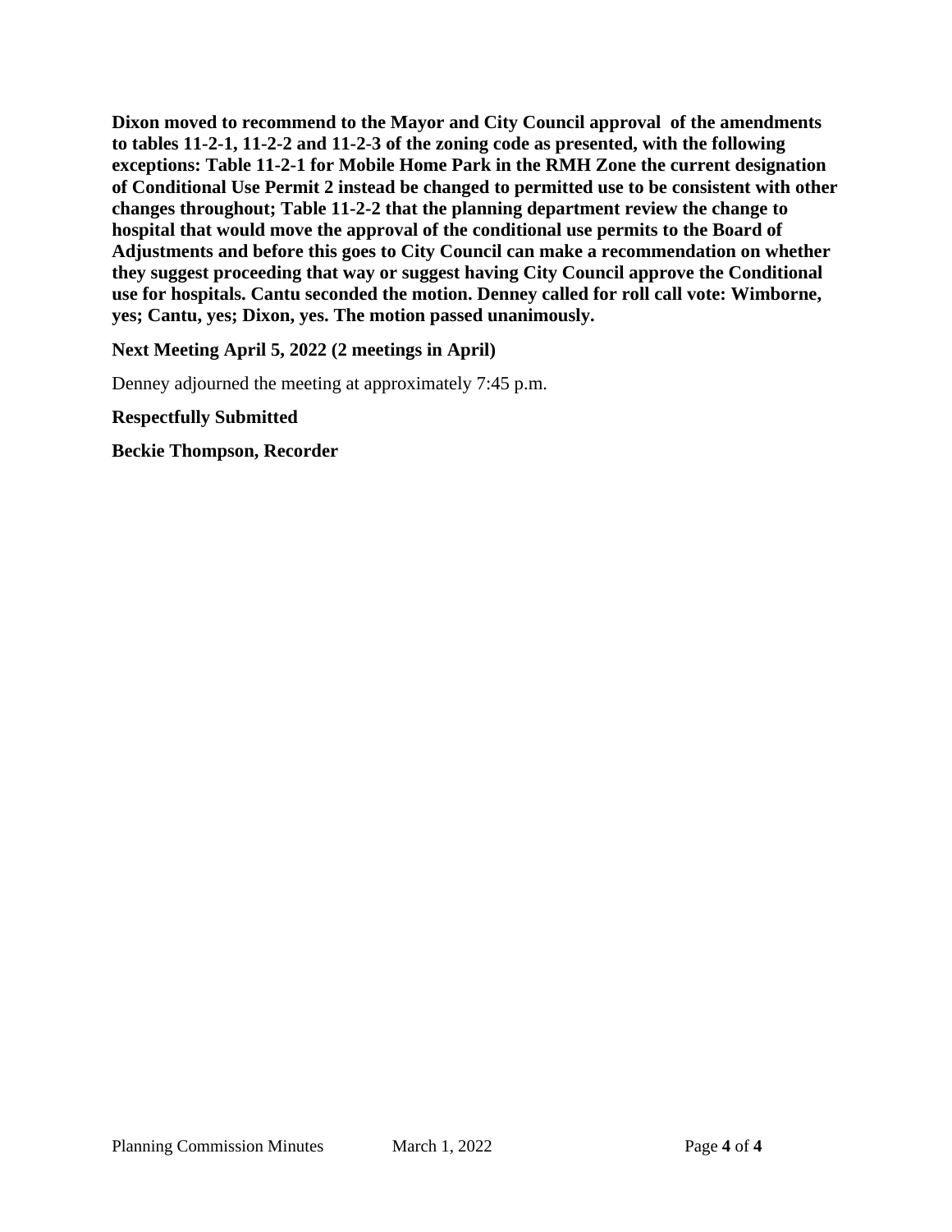**Dixon moved to recommend to the Mayor and City Council approval of the amendments to tables 11-2-1, 11-2-2 and 11-2-3 of the zoning code as presented, with the following exceptions: Table 11-2-1 for Mobile Home Park in the RMH Zone the current designation of Conditional Use Permit 2 instead be changed to permitted use to be consistent with other changes throughout; Table 11-2-2 that the planning department review the change to hospital that would move the approval of the conditional use permits to the Board of Adjustments and before this goes to City Council can make a recommendation on whether they suggest proceeding that way or suggest having City Council approve the Conditional use for hospitals. Cantu seconded the motion. Denney called for roll call vote: Wimborne, yes; Cantu, yes; Dixon, yes. The motion passed unanimously.**

**Next Meeting April 5, 2022 (2 meetings in April)**

Denney adjourned the meeting at approximately 7:45 p.m.

**Respectfully Submitted**

**Beckie Thompson, Recorder**